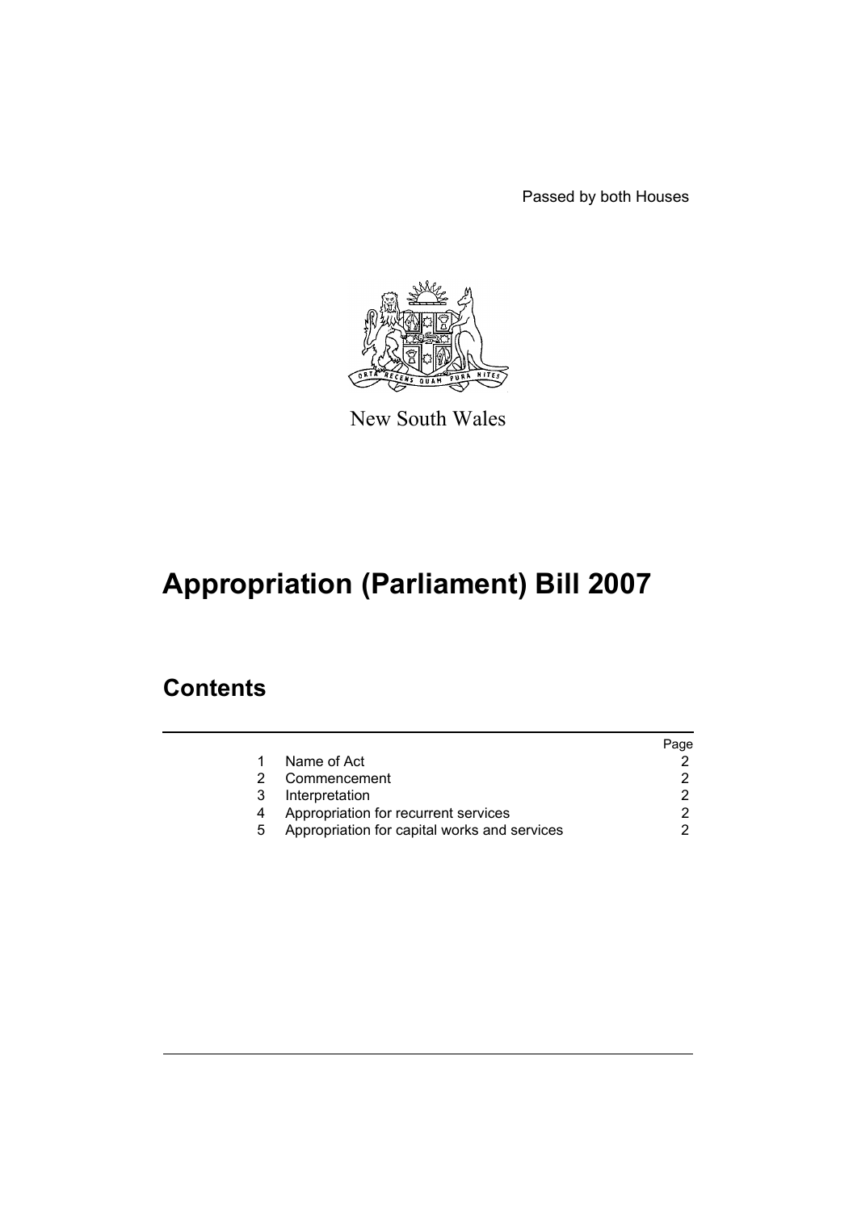Passed by both Houses

New South Wales

# Appropriation (Parliament) Bill 2007

## Contents

| | | Page |
|---|---|---|
| 1 | Name of Act | 2 |
| 2 | Commencement | 2 |
| 3 | Interpretation | 2 |
| 4 | Appropriation for recurrent services | 2 |
| 5 | Appropriation for capital works and services | 2 |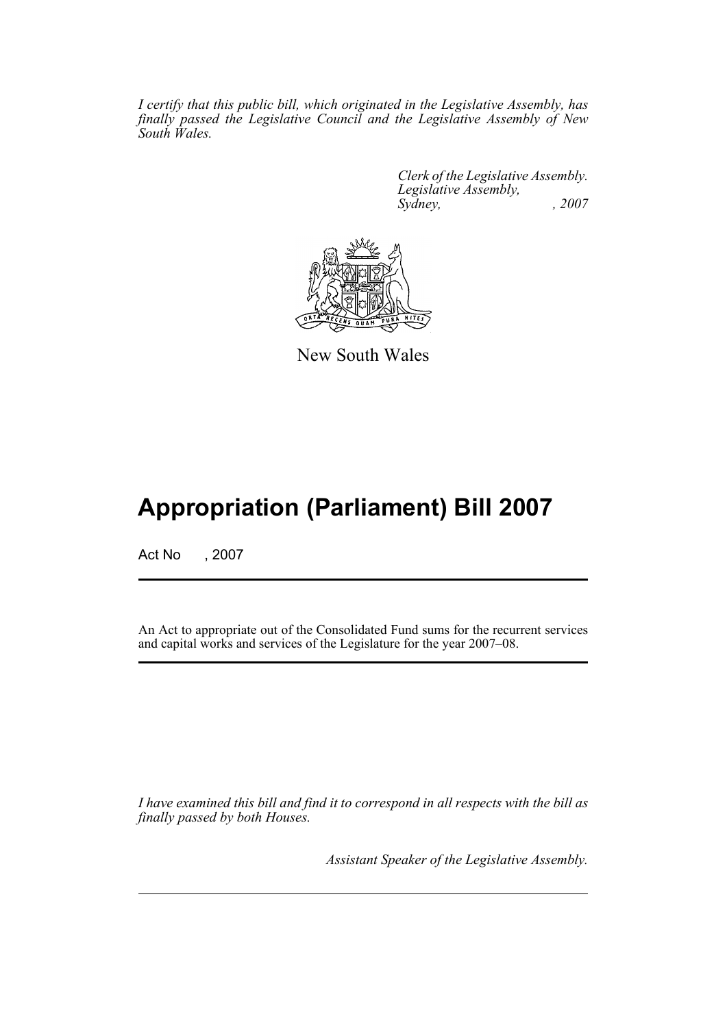*I certify that this public bill, which originated in the Legislative Assembly, has finally passed the Legislative Council and the Legislative Assembly of New South Wales.*

*Clerk of the Legislative Assembly.*
*Legislative Assembly,*
*Sydney, , 2007*

New South Wales

# Appropriation (Parliament) Bill 2007

Act No , 2007

An Act to appropriate out of the Consolidated Fund sums for the recurrent services and capital works and services of the Legislature for the year 2007–08.

*I have examined this bill and find it to correspond in all respects with the bill as finally passed by both Houses.*

*Assistant Speaker of the Legislative Assembly.*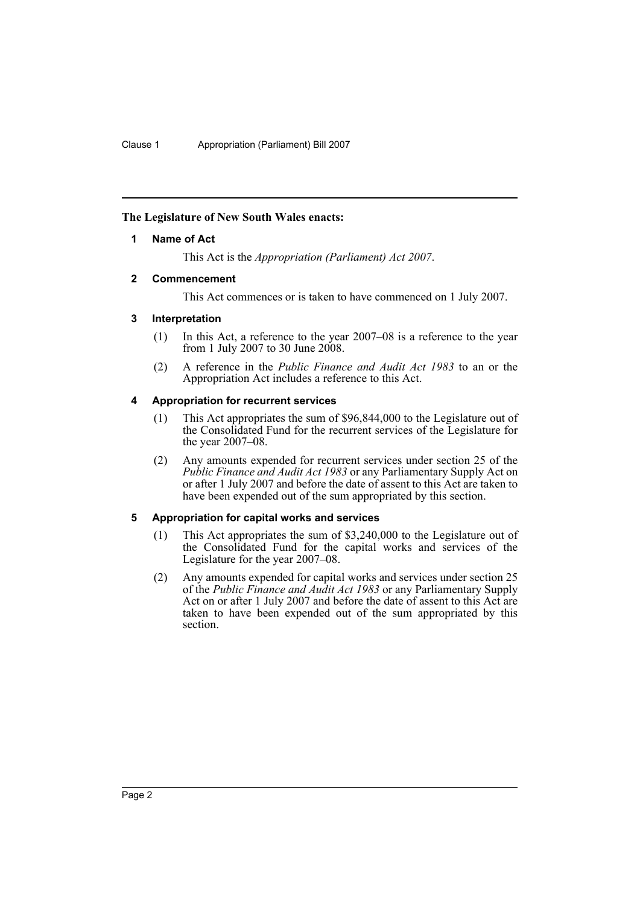**The Legislature of New South Wales enacts:**

## 1 Name of Act

This Act is the *Appropriation (Parliament) Act 2007*.

## 2 Commencement

This Act commences or is taken to have commenced on 1 July 2007.

## 3 Interpretation

(1) In this Act, a reference to the year 2007–08 is a reference to the year from 1 July 2007 to 30 June 2008.

(2) A reference in the *Public Finance and Audit Act 1983* to an or the Appropriation Act includes a reference to this Act.

## 4 Appropriation for recurrent services

(1) This Act appropriates the sum of $96,844,000 to the Legislature out of the Consolidated Fund for the recurrent services of the Legislature for the year 2007–08.

(2) Any amounts expended for recurrent services under section 25 of the *Public Finance and Audit Act 1983* or any Parliamentary Supply Act on or after 1 July 2007 and before the date of assent to this Act are taken to have been expended out of the sum appropriated by this section.

## 5 Appropriation for capital works and services

(1) This Act appropriates the sum of $3,240,000 to the Legislature out of the Consolidated Fund for the capital works and services of the Legislature for the year 2007–08.

(2) Any amounts expended for capital works and services under section 25 of the *Public Finance and Audit Act 1983* or any Parliamentary Supply Act on or after 1 July 2007 and before the date of assent to this Act are taken to have been expended out of the sum appropriated by this section.